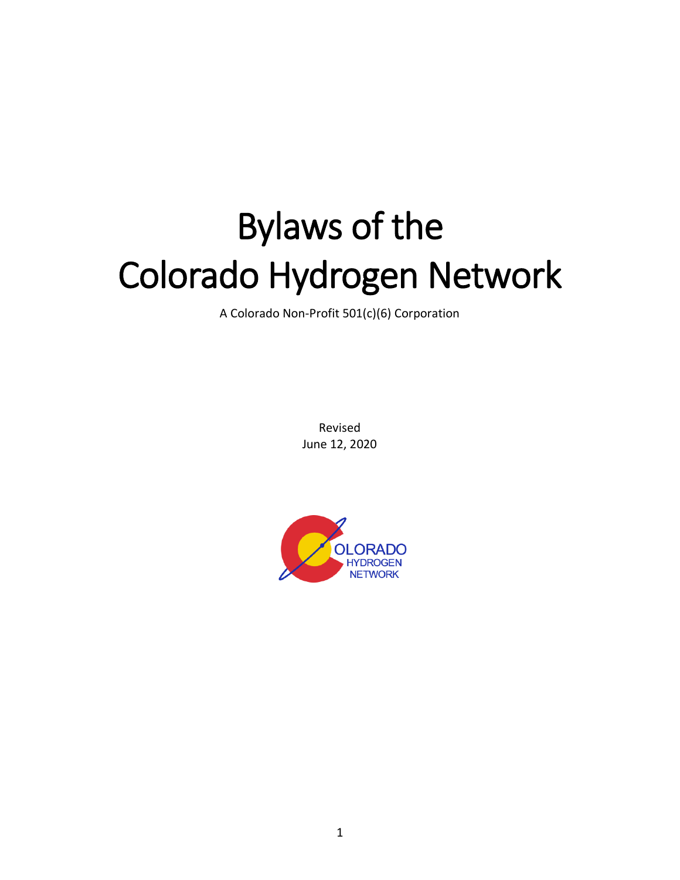# Bylaws of the Colorado Hydrogen Network

A Colorado Non-Profit 501(c)(6) Corporation

Revised
June 12, 2020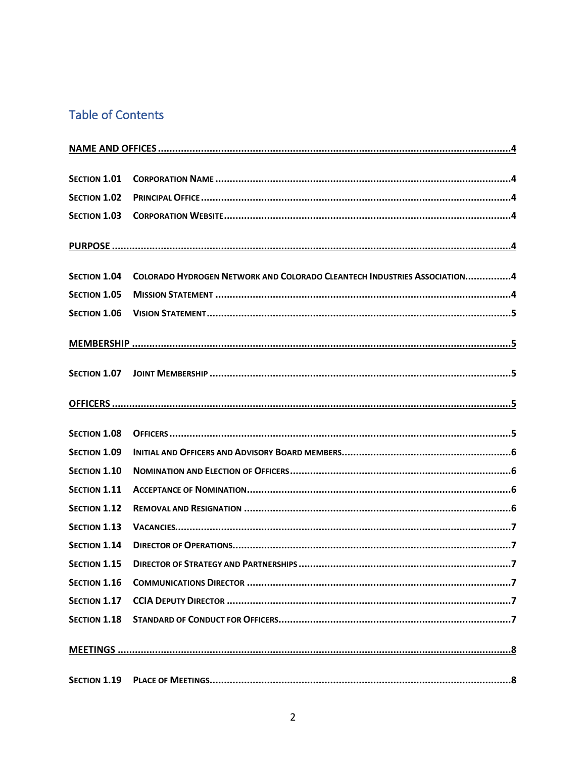## Table of Contents

**NAME AND OFFICES** ..... 4

- **Section 1.01 Corporation Name** ..... 4
- **Section 1.02 Principal Office** ..... 4
- **Section 1.03 Corporation Website** ..... 4

**PURPOSE** ..... 4

- **Section 1.04 Colorado Hydrogen Network and Colorado Cleantech Industries Association** ..... 4
- **Section 1.05 Mission Statement** ..... 4
- **Section 1.06 Vision Statement** ..... 5

**MEMBERSHIP** ..... 5

- **Section 1.07 Joint Membership** ..... 5

**OFFICERS** ..... 5

- **Section 1.08 Officers** ..... 5
- **Section 1.09 Initial and Officers and Advisory Board members** ..... 6
- **Section 1.10 Nomination and Election of Officers** ..... 6
- **Section 1.11 Acceptance of Nomination** ..... 6
- **Section 1.12 Removal and Resignation** ..... 6
- **Section 1.13 Vacancies** ..... 7
- **Section 1.14 Director of Operations** ..... 7
- **Section 1.15 Director of Strategy and Partnerships** ..... 7
- **Section 1.16 Communications Director** ..... 7
- **Section 1.17 CCIA Deputy Director** ..... 7
- **Section 1.18 Standard of Conduct for Officers** ..... 7

**MEETINGS** ..... 8

- **Section 1.19 Place of Meetings** ..... 8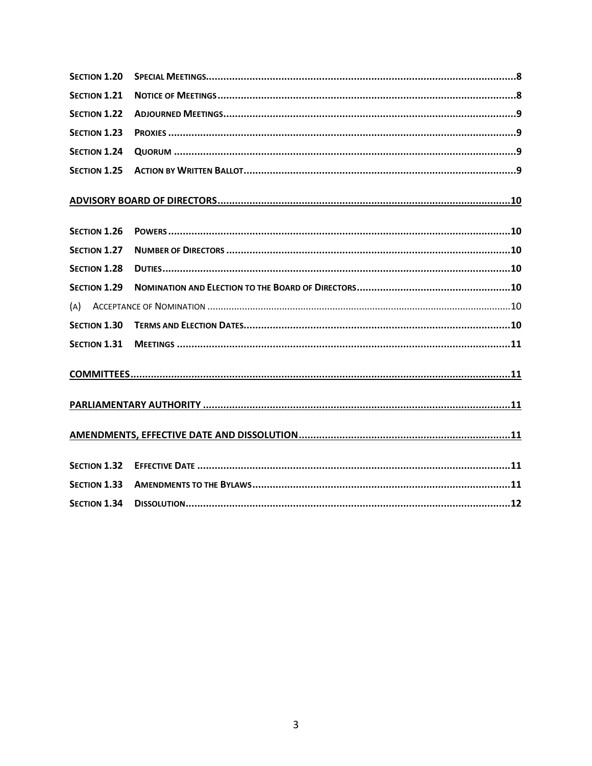**Section 1.20 Special Meetings** ........................................................................................................ **8**

**Section 1.21 Notice of Meetings** ........................................................................................................ **8**

**Section 1.22 Adjourned Meetings** ...................................................................................................... **9**

**Section 1.23 Proxies** ........................................................................................................................ **9**

**Section 1.24 Quorum** ........................................................................................................................ **9**

**Section 1.25 Action by Written Ballot** ............................................................................................... **9**

**ADVISORY BOARD OF DIRECTORS** ........................................................................................ **10**

**Section 1.26 Powers** ....................................................................................................................... **10**

**Section 1.27 Number of Directors** ................................................................................................... **10**

**Section 1.28 Duties** ......................................................................................................................... **10**

**Section 1.29 Nomination and Election to the Board of Directors** ..................................................... **10**

(a) Acceptance of Nomination ............................................................................................................... 10

**Section 1.30 Terms and Election Dates** ........................................................................................... **10**

**Section 1.31 Meetings** ..................................................................................................................... **11**

**COMMITTEES** ................................................................................................................................ **11**

**PARLIAMENTARY AUTHORITY** ..................................................................................................... **11**

**AMENDMENTS, EFFECTIVE DATE AND DISSOLUTION** .................................................................... **11**

**Section 1.32 Effective Date** ............................................................................................................. **11**

**Section 1.33 Amendments to the Bylaws** ........................................................................................ **11**

**Section 1.34 Dissolution** ................................................................................................................. **12**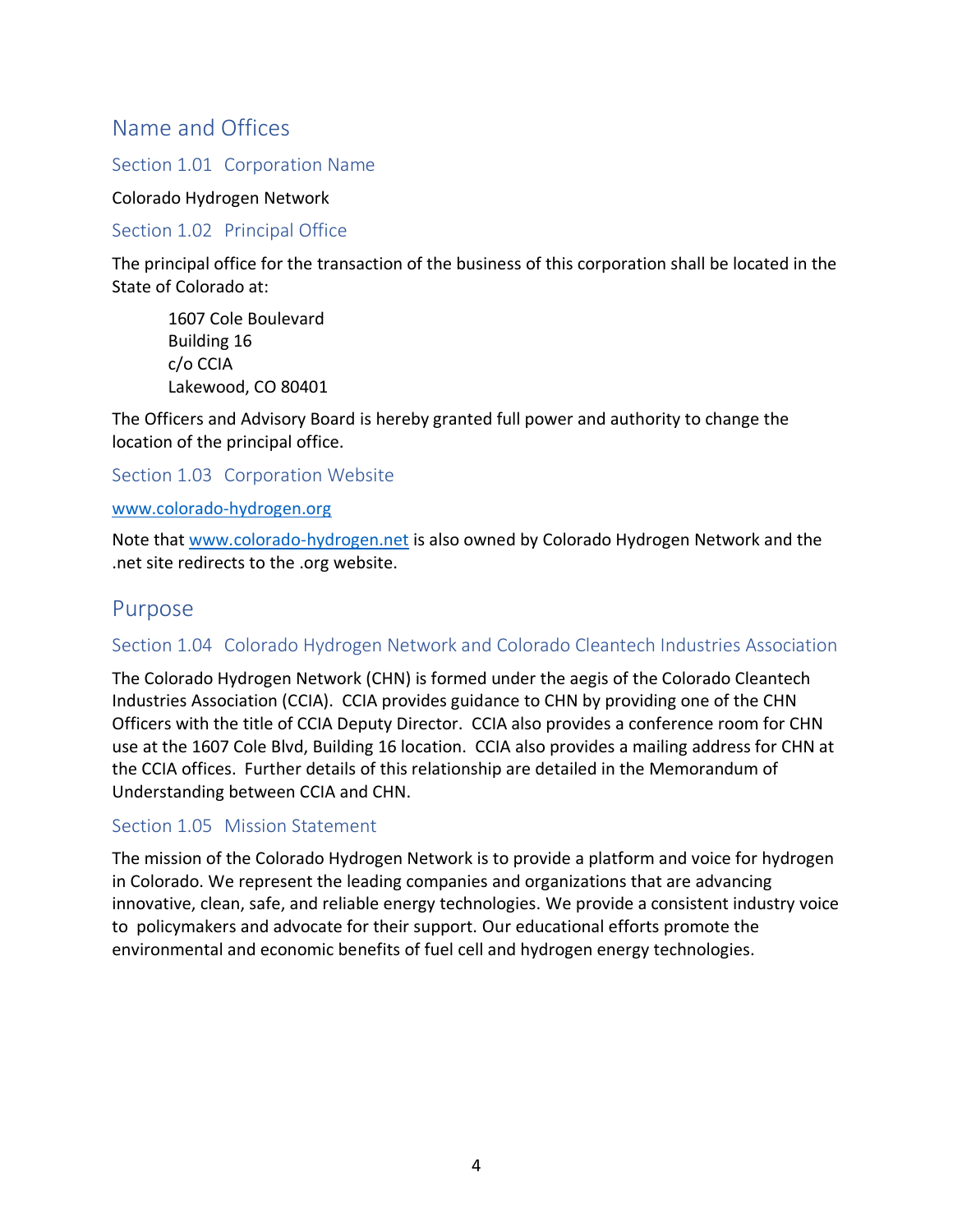# Name and Offices

## Section 1.01 Corporation Name

Colorado Hydrogen Network

## Section 1.02 Principal Office

The principal office for the transaction of the business of this corporation shall be located in the State of Colorado at:

> 1607 Cole Boulevard
> Building 16
> c/o CCIA
> Lakewood, CO 80401

The Officers and Advisory Board is hereby granted full power and authority to change the location of the principal office.

## Section 1.03 Corporation Website

[www.colorado-hydrogen.org](http://www.colorado-hydrogen.org)

Note that [www.colorado-hydrogen.net](http://www.colorado-hydrogen.net) is also owned by Colorado Hydrogen Network and the .net site redirects to the .org website.

# Purpose

## Section 1.04 Colorado Hydrogen Network and Colorado Cleantech Industries Association

The Colorado Hydrogen Network (CHN) is formed under the aegis of the Colorado Cleantech Industries Association (CCIA). CCIA provides guidance to CHN by providing one of the CHN Officers with the title of CCIA Deputy Director. CCIA also provides a conference room for CHN use at the 1607 Cole Blvd, Building 16 location. CCIA also provides a mailing address for CHN at the CCIA offices. Further details of this relationship are detailed in the Memorandum of Understanding between CCIA and CHN.

## Section 1.05 Mission Statement

The mission of the Colorado Hydrogen Network is to provide a platform and voice for hydrogen in Colorado. We represent the leading companies and organizations that are advancing innovative, clean, safe, and reliable energy technologies. We provide a consistent industry voice to policymakers and advocate for their support. Our educational efforts promote the environmental and economic benefits of fuel cell and hydrogen energy technologies.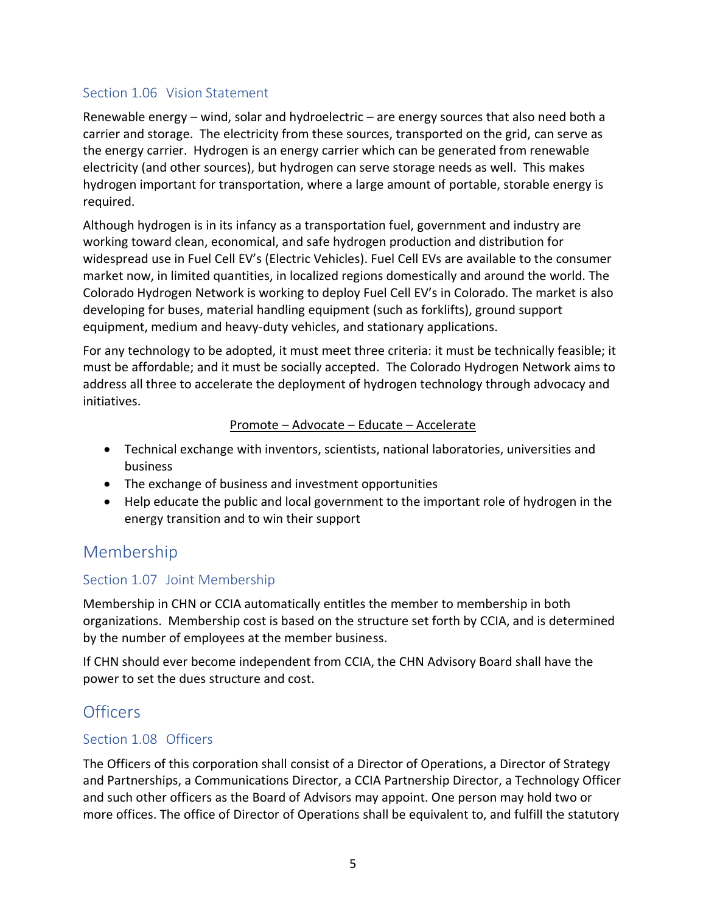### Section 1.06 Vision Statement

Renewable energy – wind, solar and hydroelectric – are energy sources that also need both a carrier and storage. The electricity from these sources, transported on the grid, can serve as the energy carrier. Hydrogen is an energy carrier which can be generated from renewable electricity (and other sources), but hydrogen can serve storage needs as well. This makes hydrogen important for transportation, where a large amount of portable, storable energy is required.

Although hydrogen is in its infancy as a transportation fuel, government and industry are working toward clean, economical, and safe hydrogen production and distribution for widespread use in Fuel Cell EV's (Electric Vehicles). Fuel Cell EVs are available to the consumer market now, in limited quantities, in localized regions domestically and around the world. The Colorado Hydrogen Network is working to deploy Fuel Cell EV's in Colorado. The market is also developing for buses, material handling equipment (such as forklifts), ground support equipment, medium and heavy-duty vehicles, and stationary applications.

For any technology to be adopted, it must meet three criteria: it must be technically feasible; it must be affordable; and it must be socially accepted. The Colorado Hydrogen Network aims to address all three to accelerate the deployment of hydrogen technology through advocacy and initiatives.

<u>Promote – Advocate – Educate – Accelerate</u>

- Technical exchange with inventors, scientists, national laboratories, universities and business
- The exchange of business and investment opportunities
- Help educate the public and local government to the important role of hydrogen in the energy transition and to win their support

## Membership

### Section 1.07 Joint Membership

Membership in CHN or CCIA automatically entitles the member to membership in both organizations. Membership cost is based on the structure set forth by CCIA, and is determined by the number of employees at the member business.

If CHN should ever become independent from CCIA, the CHN Advisory Board shall have the power to set the dues structure and cost.

## Officers

### Section 1.08 Officers

The Officers of this corporation shall consist of a Director of Operations, a Director of Strategy and Partnerships, a Communications Director, a CCIA Partnership Director, a Technology Officer and such other officers as the Board of Advisors may appoint. One person may hold two or more offices. The office of Director of Operations shall be equivalent to, and fulfill the statutory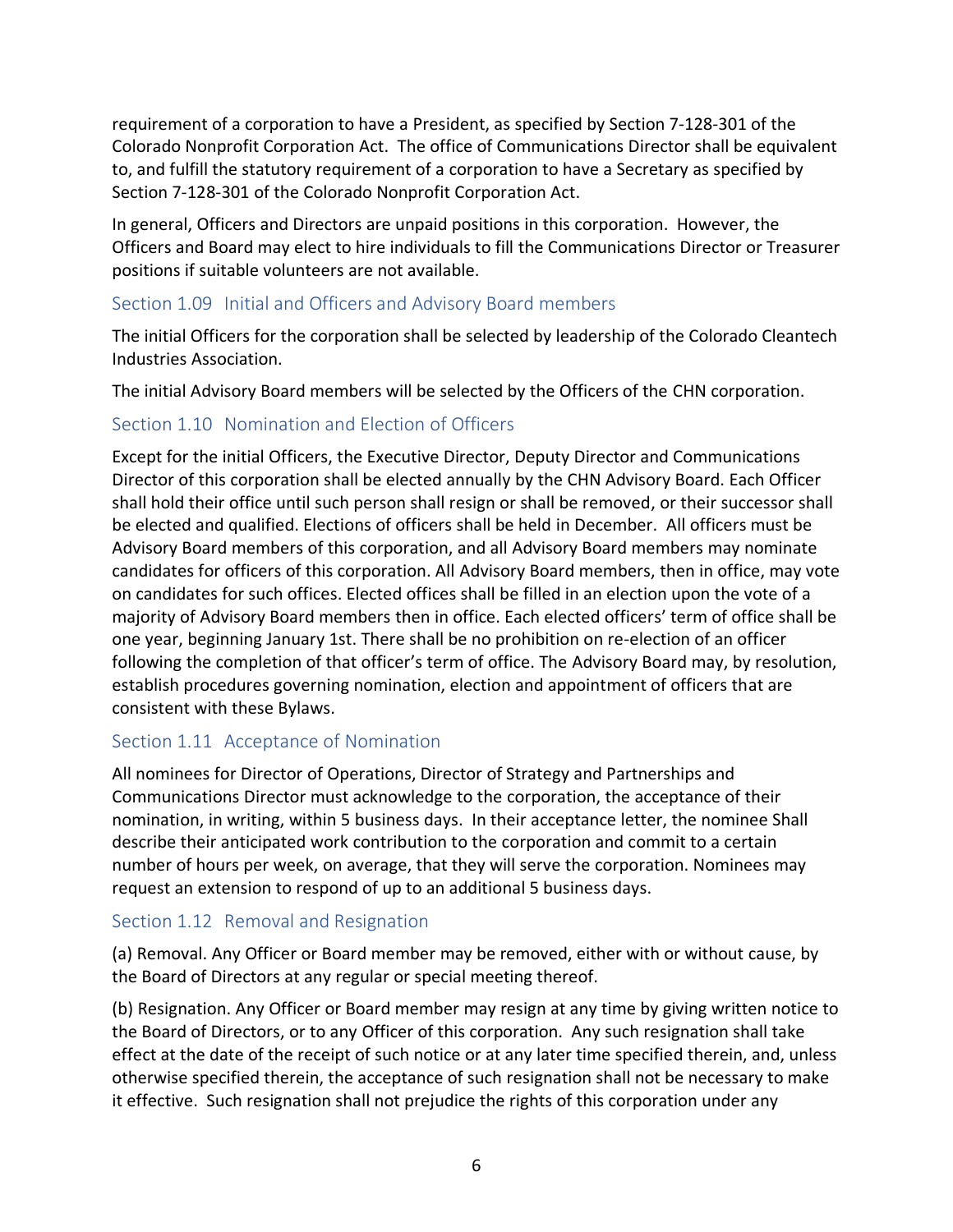requirement of a corporation to have a President, as specified by Section 7-128-301 of the Colorado Nonprofit Corporation Act. The office of Communications Director shall be equivalent to, and fulfill the statutory requirement of a corporation to have a Secretary as specified by Section 7-128-301 of the Colorado Nonprofit Corporation Act.

In general, Officers and Directors are unpaid positions in this corporation. However, the Officers and Board may elect to hire individuals to fill the Communications Director or Treasurer positions if suitable volunteers are not available.

### Section 1.09 Initial and Officers and Advisory Board members

The initial Officers for the corporation shall be selected by leadership of the Colorado Cleantech Industries Association.

The initial Advisory Board members will be selected by the Officers of the CHN corporation.

### Section 1.10 Nomination and Election of Officers

Except for the initial Officers, the Executive Director, Deputy Director and Communications Director of this corporation shall be elected annually by the CHN Advisory Board. Each Officer shall hold their office until such person shall resign or shall be removed, or their successor shall be elected and qualified. Elections of officers shall be held in December. All officers must be Advisory Board members of this corporation, and all Advisory Board members may nominate candidates for officers of this corporation. All Advisory Board members, then in office, may vote on candidates for such offices. Elected offices shall be filled in an election upon the vote of a majority of Advisory Board members then in office. Each elected officers' term of office shall be one year, beginning January 1st. There shall be no prohibition on re-election of an officer following the completion of that officer's term of office. The Advisory Board may, by resolution, establish procedures governing nomination, election and appointment of officers that are consistent with these Bylaws.

### Section 1.11 Acceptance of Nomination

All nominees for Director of Operations, Director of Strategy and Partnerships and Communications Director must acknowledge to the corporation, the acceptance of their nomination, in writing, within 5 business days. In their acceptance letter, the nominee Shall describe their anticipated work contribution to the corporation and commit to a certain number of hours per week, on average, that they will serve the corporation. Nominees may request an extension to respond of up to an additional 5 business days.

### Section 1.12 Removal and Resignation

(a) Removal. Any Officer or Board member may be removed, either with or without cause, by the Board of Directors at any regular or special meeting thereof.

(b) Resignation. Any Officer or Board member may resign at any time by giving written notice to the Board of Directors, or to any Officer of this corporation. Any such resignation shall take effect at the date of the receipt of such notice or at any later time specified therein, and, unless otherwise specified therein, the acceptance of such resignation shall not be necessary to make it effective. Such resignation shall not prejudice the rights of this corporation under any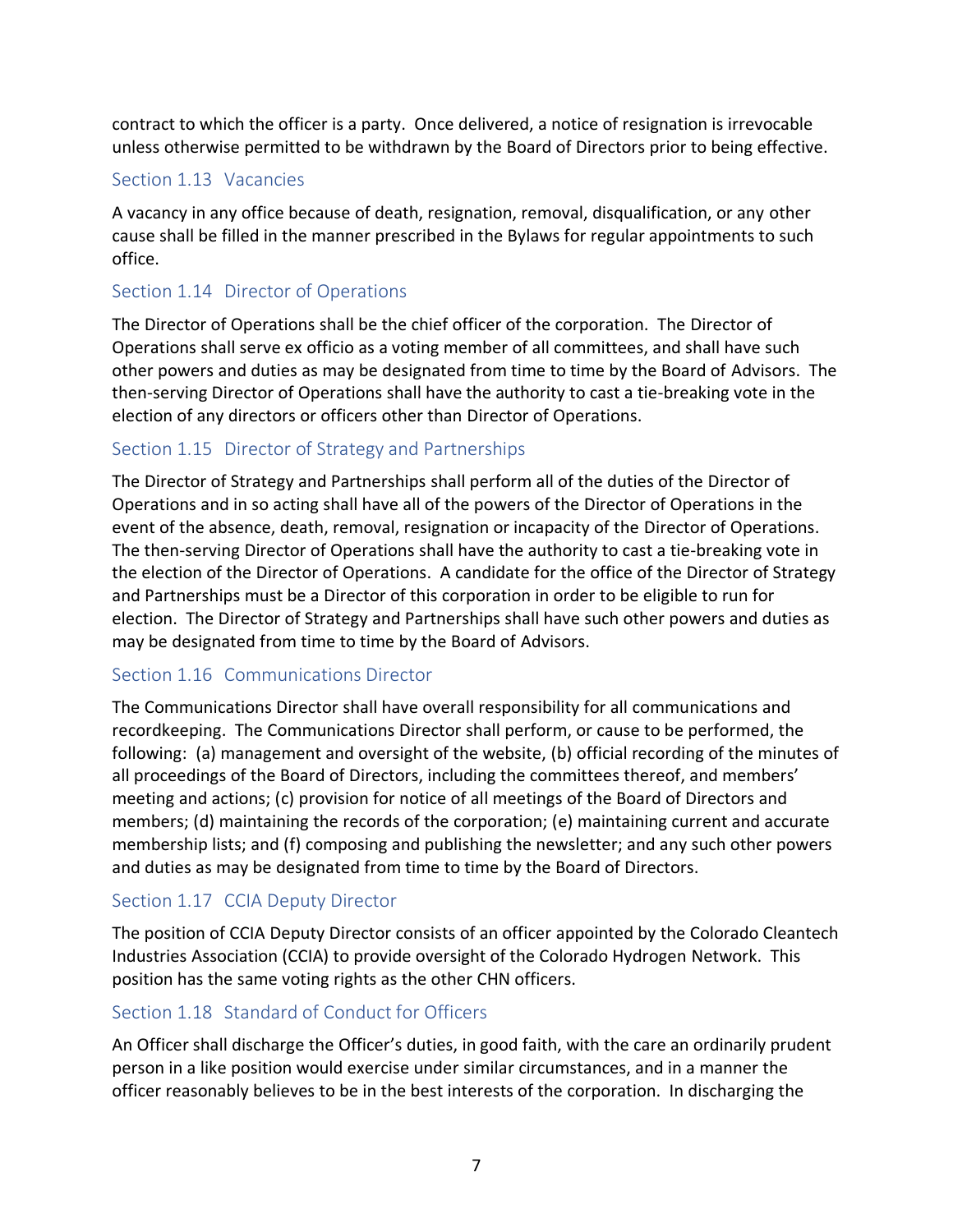contract to which the officer is a party. Once delivered, a notice of resignation is irrevocable unless otherwise permitted to be withdrawn by the Board of Directors prior to being effective.

### Section 1.13 Vacancies

A vacancy in any office because of death, resignation, removal, disqualification, or any other cause shall be filled in the manner prescribed in the Bylaws for regular appointments to such office.

### Section 1.14 Director of Operations

The Director of Operations shall be the chief officer of the corporation. The Director of Operations shall serve ex officio as a voting member of all committees, and shall have such other powers and duties as may be designated from time to time by the Board of Advisors. The then-serving Director of Operations shall have the authority to cast a tie-breaking vote in the election of any directors or officers other than Director of Operations.

### Section 1.15 Director of Strategy and Partnerships

The Director of Strategy and Partnerships shall perform all of the duties of the Director of Operations and in so acting shall have all of the powers of the Director of Operations in the event of the absence, death, removal, resignation or incapacity of the Director of Operations. The then-serving Director of Operations shall have the authority to cast a tie-breaking vote in the election of the Director of Operations. A candidate for the office of the Director of Strategy and Partnerships must be a Director of this corporation in order to be eligible to run for election. The Director of Strategy and Partnerships shall have such other powers and duties as may be designated from time to time by the Board of Advisors.

### Section 1.16 Communications Director

The Communications Director shall have overall responsibility for all communications and recordkeeping. The Communications Director shall perform, or cause to be performed, the following: (a) management and oversight of the website, (b) official recording of the minutes of all proceedings of the Board of Directors, including the committees thereof, and members' meeting and actions; (c) provision for notice of all meetings of the Board of Directors and members; (d) maintaining the records of the corporation; (e) maintaining current and accurate membership lists; and (f) composing and publishing the newsletter; and any such other powers and duties as may be designated from time to time by the Board of Directors.

### Section 1.17 CCIA Deputy Director

The position of CCIA Deputy Director consists of an officer appointed by the Colorado Cleantech Industries Association (CCIA) to provide oversight of the Colorado Hydrogen Network. This position has the same voting rights as the other CHN officers.

### Section 1.18 Standard of Conduct for Officers

An Officer shall discharge the Officer's duties, in good faith, with the care an ordinarily prudent person in a like position would exercise under similar circumstances, and in a manner the officer reasonably believes to be in the best interests of the corporation. In discharging the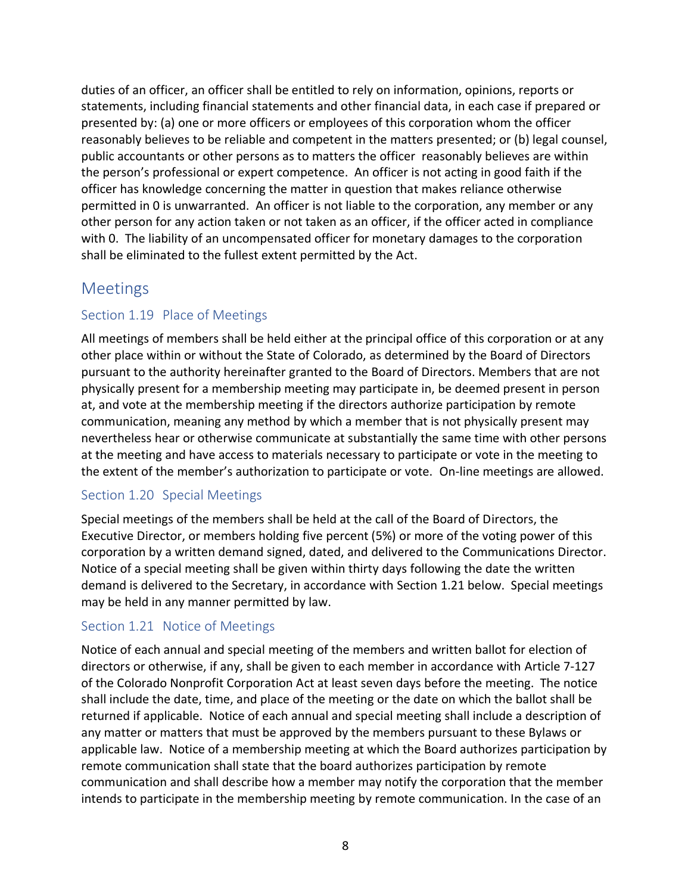duties of an officer, an officer shall be entitled to rely on information, opinions, reports or statements, including financial statements and other financial data, in each case if prepared or presented by: (a) one or more officers or employees of this corporation whom the officer reasonably believes to be reliable and competent in the matters presented; or (b) legal counsel, public accountants or other persons as to matters the officer reasonably believes are within the person's professional or expert competence. An officer is not acting in good faith if the officer has knowledge concerning the matter in question that makes reliance otherwise permitted in 0 is unwarranted. An officer is not liable to the corporation, any member or any other person for any action taken or not taken as an officer, if the officer acted in compliance with 0. The liability of an uncompensated officer for monetary damages to the corporation shall be eliminated to the fullest extent permitted by the Act.

## Meetings

### Section 1.19 Place of Meetings

All meetings of members shall be held either at the principal office of this corporation or at any other place within or without the State of Colorado, as determined by the Board of Directors pursuant to the authority hereinafter granted to the Board of Directors. Members that are not physically present for a membership meeting may participate in, be deemed present in person at, and vote at the membership meeting if the directors authorize participation by remote communication, meaning any method by which a member that is not physically present may nevertheless hear or otherwise communicate at substantially the same time with other persons at the meeting and have access to materials necessary to participate or vote in the meeting to the extent of the member's authorization to participate or vote. On-line meetings are allowed.

### Section 1.20 Special Meetings

Special meetings of the members shall be held at the call of the Board of Directors, the Executive Director, or members holding five percent (5%) or more of the voting power of this corporation by a written demand signed, dated, and delivered to the Communications Director. Notice of a special meeting shall be given within thirty days following the date the written demand is delivered to the Secretary, in accordance with Section 1.21 below. Special meetings may be held in any manner permitted by law.

### Section 1.21 Notice of Meetings

Notice of each annual and special meeting of the members and written ballot for election of directors or otherwise, if any, shall be given to each member in accordance with Article 7-127 of the Colorado Nonprofit Corporation Act at least seven days before the meeting. The notice shall include the date, time, and place of the meeting or the date on which the ballot shall be returned if applicable. Notice of each annual and special meeting shall include a description of any matter or matters that must be approved by the members pursuant to these Bylaws or applicable law. Notice of a membership meeting at which the Board authorizes participation by remote communication shall state that the board authorizes participation by remote communication and shall describe how a member may notify the corporation that the member intends to participate in the membership meeting by remote communication. In the case of an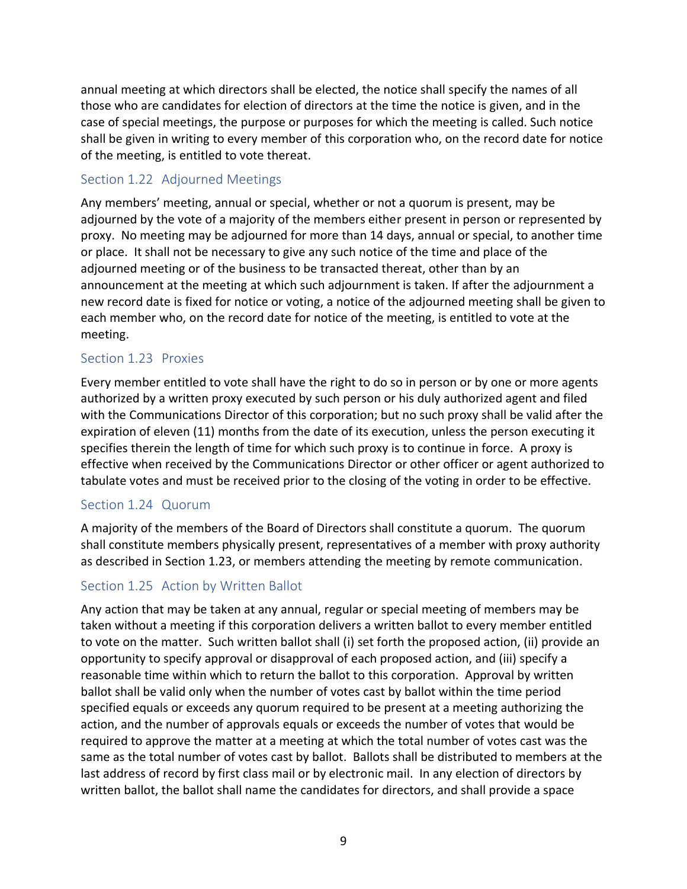annual meeting at which directors shall be elected, the notice shall specify the names of all those who are candidates for election of directors at the time the notice is given, and in the case of special meetings, the purpose or purposes for which the meeting is called. Such notice shall be given in writing to every member of this corporation who, on the record date for notice of the meeting, is entitled to vote thereat.

### Section 1.22 Adjourned Meetings

Any members' meeting, annual or special, whether or not a quorum is present, may be adjourned by the vote of a majority of the members either present in person or represented by proxy. No meeting may be adjourned for more than 14 days, annual or special, to another time or place. It shall not be necessary to give any such notice of the time and place of the adjourned meeting or of the business to be transacted thereat, other than by an announcement at the meeting at which such adjournment is taken. If after the adjournment a new record date is fixed for notice or voting, a notice of the adjourned meeting shall be given to each member who, on the record date for notice of the meeting, is entitled to vote at the meeting.

### Section 1.23 Proxies

Every member entitled to vote shall have the right to do so in person or by one or more agents authorized by a written proxy executed by such person or his duly authorized agent and filed with the Communications Director of this corporation; but no such proxy shall be valid after the expiration of eleven (11) months from the date of its execution, unless the person executing it specifies therein the length of time for which such proxy is to continue in force. A proxy is effective when received by the Communications Director or other officer or agent authorized to tabulate votes and must be received prior to the closing of the voting in order to be effective.

### Section 1.24 Quorum

A majority of the members of the Board of Directors shall constitute a quorum. The quorum shall constitute members physically present, representatives of a member with proxy authority as described in Section 1.23, or members attending the meeting by remote communication.

### Section 1.25 Action by Written Ballot

Any action that may be taken at any annual, regular or special meeting of members may be taken without a meeting if this corporation delivers a written ballot to every member entitled to vote on the matter. Such written ballot shall (i) set forth the proposed action, (ii) provide an opportunity to specify approval or disapproval of each proposed action, and (iii) specify a reasonable time within which to return the ballot to this corporation. Approval by written ballot shall be valid only when the number of votes cast by ballot within the time period specified equals or exceeds any quorum required to be present at a meeting authorizing the action, and the number of approvals equals or exceeds the number of votes that would be required to approve the matter at a meeting at which the total number of votes cast was the same as the total number of votes cast by ballot. Ballots shall be distributed to members at the last address of record by first class mail or by electronic mail. In any election of directors by written ballot, the ballot shall name the candidates for directors, and shall provide a space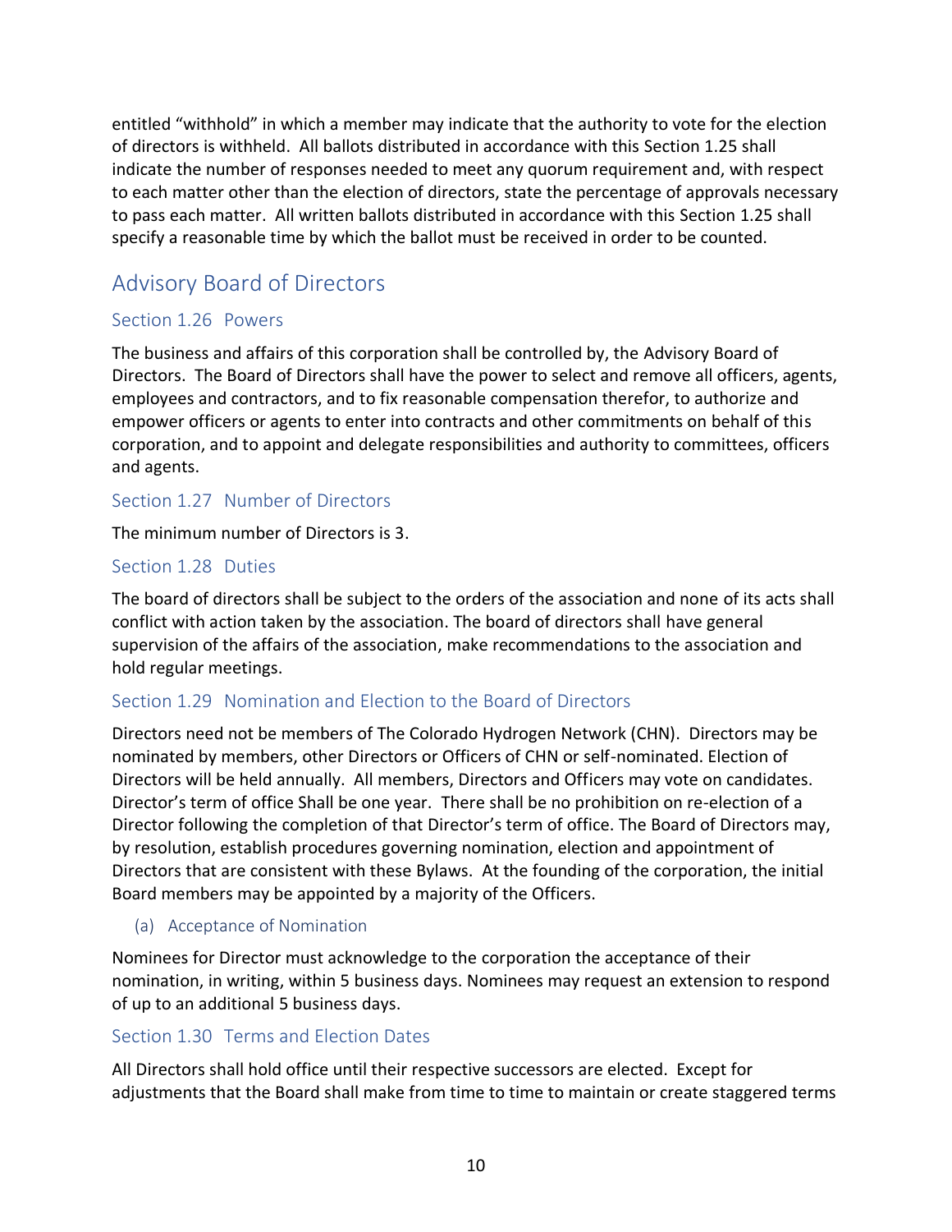entitled “withhold” in which a member may indicate that the authority to vote for the election of directors is withheld. All ballots distributed in accordance with this Section 1.25 shall indicate the number of responses needed to meet any quorum requirement and, with respect to each matter other than the election of directors, state the percentage of approvals necessary to pass each matter. All written ballots distributed in accordance with this Section 1.25 shall specify a reasonable time by which the ballot must be received in order to be counted.

## Advisory Board of Directors

### Section 1.26 Powers

The business and affairs of this corporation shall be controlled by, the Advisory Board of Directors. The Board of Directors shall have the power to select and remove all officers, agents, employees and contractors, and to fix reasonable compensation therefor, to authorize and empower officers or agents to enter into contracts and other commitments on behalf of this corporation, and to appoint and delegate responsibilities and authority to committees, officers and agents.

### Section 1.27 Number of Directors

The minimum number of Directors is 3.

### Section 1.28 Duties

The board of directors shall be subject to the orders of the association and none of its acts shall conflict with action taken by the association. The board of directors shall have general supervision of the affairs of the association, make recommendations to the association and hold regular meetings.

### Section 1.29 Nomination and Election to the Board of Directors

Directors need not be members of The Colorado Hydrogen Network (CHN). Directors may be nominated by members, other Directors or Officers of CHN or self-nominated. Election of Directors will be held annually. All members, Directors and Officers may vote on candidates. Director’s term of office Shall be one year. There shall be no prohibition on re-election of a Director following the completion of that Director’s term of office. The Board of Directors may, by resolution, establish procedures governing nomination, election and appointment of Directors that are consistent with these Bylaws. At the founding of the corporation, the initial Board members may be appointed by a majority of the Officers.

#### (a) Acceptance of Nomination

Nominees for Director must acknowledge to the corporation the acceptance of their nomination, in writing, within 5 business days. Nominees may request an extension to respond of up to an additional 5 business days.

### Section 1.30 Terms and Election Dates

All Directors shall hold office until their respective successors are elected. Except for adjustments that the Board shall make from time to time to maintain or create staggered terms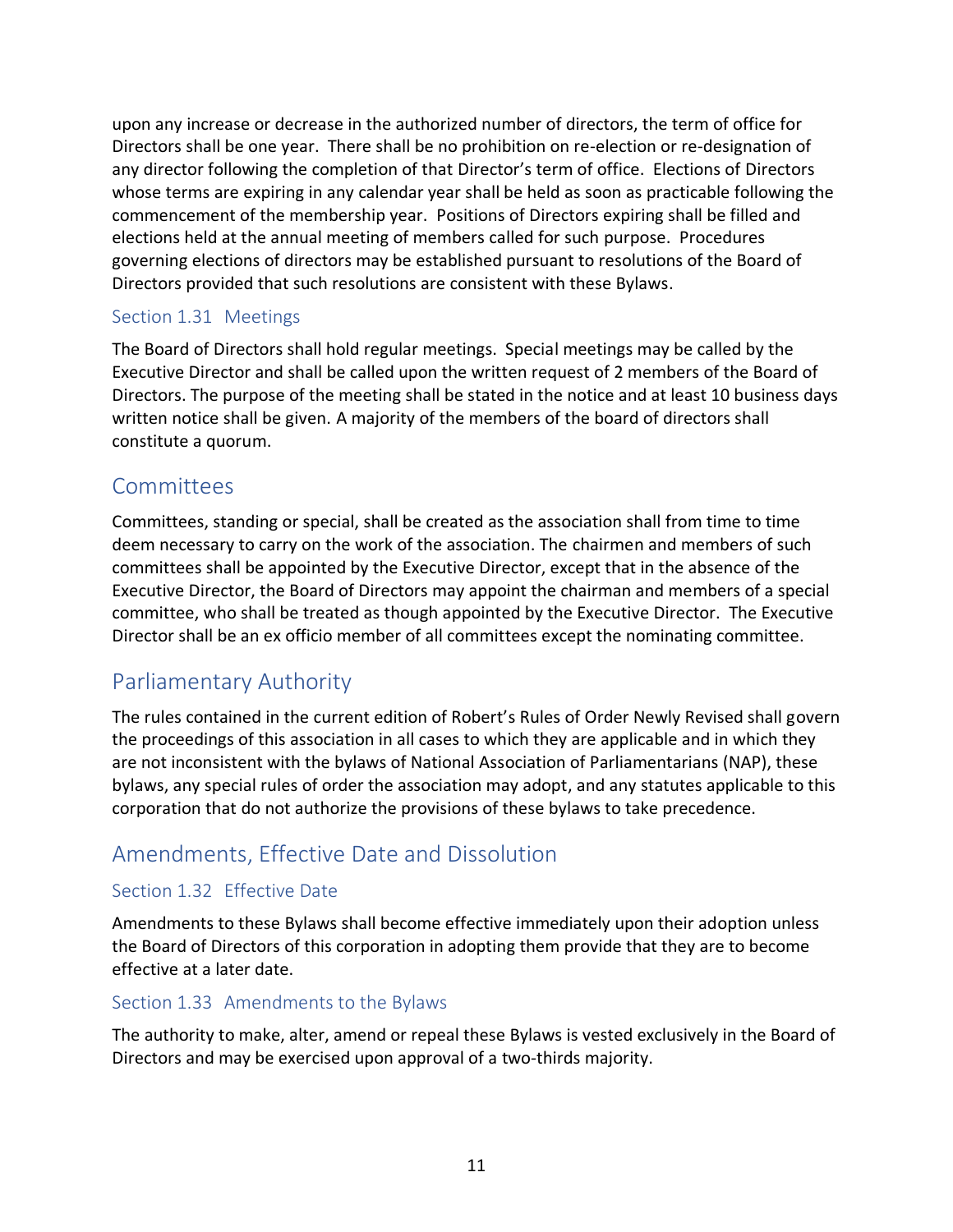upon any increase or decrease in the authorized number of directors, the term of office for Directors shall be one year. There shall be no prohibition on re-election or re-designation of any director following the completion of that Director's term of office. Elections of Directors whose terms are expiring in any calendar year shall be held as soon as practicable following the commencement of the membership year. Positions of Directors expiring shall be filled and elections held at the annual meeting of members called for such purpose. Procedures governing elections of directors may be established pursuant to resolutions of the Board of Directors provided that such resolutions are consistent with these Bylaws.

### Section 1.31 Meetings

The Board of Directors shall hold regular meetings. Special meetings may be called by the Executive Director and shall be called upon the written request of 2 members of the Board of Directors. The purpose of the meeting shall be stated in the notice and at least 10 business days written notice shall be given. A majority of the members of the board of directors shall constitute a quorum.

## Committees

Committees, standing or special, shall be created as the association shall from time to time deem necessary to carry on the work of the association. The chairmen and members of such committees shall be appointed by the Executive Director, except that in the absence of the Executive Director, the Board of Directors may appoint the chairman and members of a special committee, who shall be treated as though appointed by the Executive Director. The Executive Director shall be an ex officio member of all committees except the nominating committee.

## Parliamentary Authority

The rules contained in the current edition of Robert's Rules of Order Newly Revised shall govern the proceedings of this association in all cases to which they are applicable and in which they are not inconsistent with the bylaws of National Association of Parliamentarians (NAP), these bylaws, any special rules of order the association may adopt, and any statutes applicable to this corporation that do not authorize the provisions of these bylaws to take precedence.

## Amendments, Effective Date and Dissolution

### Section 1.32 Effective Date

Amendments to these Bylaws shall become effective immediately upon their adoption unless the Board of Directors of this corporation in adopting them provide that they are to become effective at a later date.

### Section 1.33 Amendments to the Bylaws

The authority to make, alter, amend or repeal these Bylaws is vested exclusively in the Board of Directors and may be exercised upon approval of a two-thirds majority.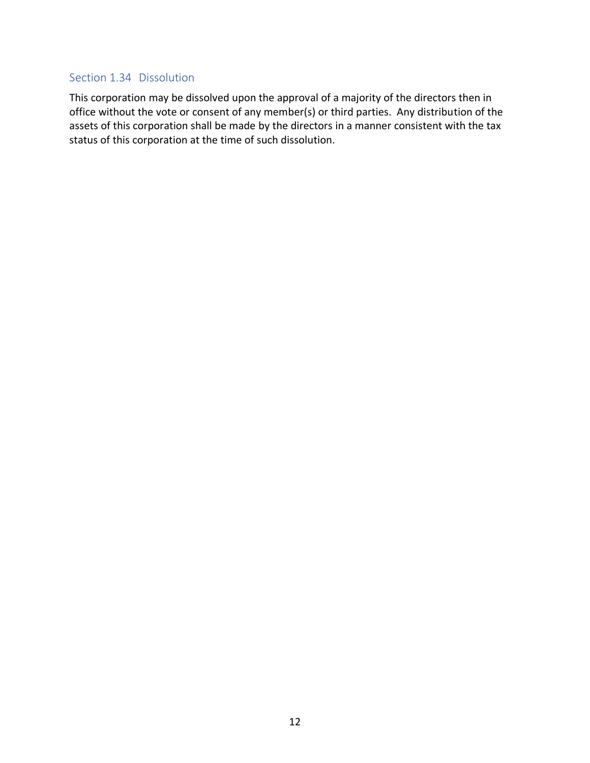### Section 1.34 Dissolution

This corporation may be dissolved upon the approval of a majority of the directors then in office without the vote or consent of any member(s) or third parties. Any distribution of the assets of this corporation shall be made by the directors in a manner consistent with the tax status of this corporation at the time of such dissolution.